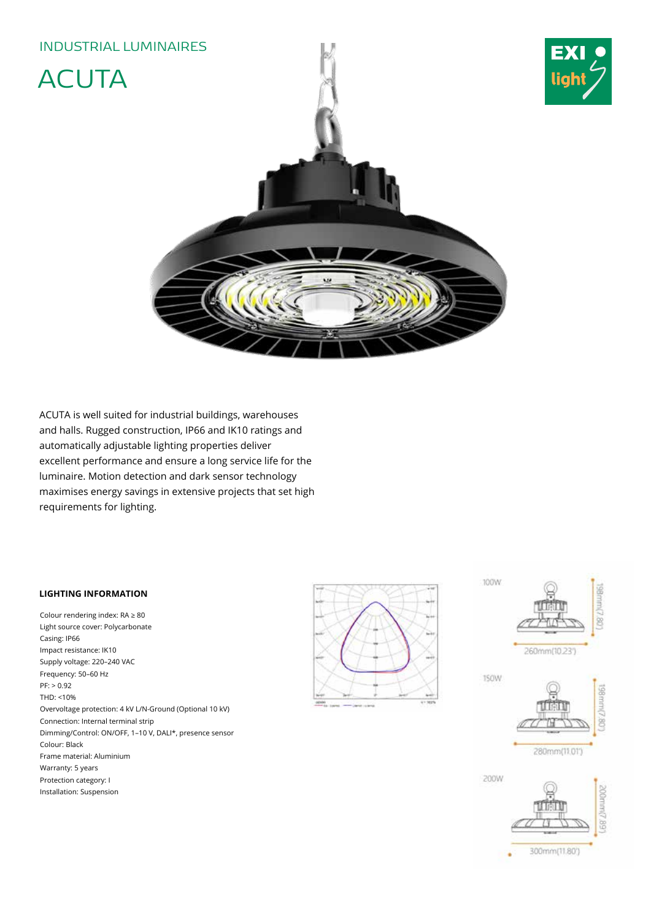INDUSTRIAL LUMINAIRES

# ACUTA

ACUTA is well suited for industrial buildings, warehouses and halls. Rugged construction, IP66 and IK10 ratings and automatically adjustable lighting properties deliver excellent performance and ensure a long service life for the luminaire. Motion detection and dark sensor technology maximises energy savings in extensive projects that set high requirements for lighting.

**LIGHTING INFORMATION**

Colour rendering index: RA ≥ 80
Light source cover: Polycarbonate
Casing: IP66
Impact resistance: IK10
Supply voltage: 220–240 VAC
Frequency: 50–60 Hz
PF: > 0.92
THD: <10%
Overvoltage protection: 4 kV L/N-Ground (Optional 10 kV)
Connection: Internal terminal strip
Dimming/Control: ON/OFF, 1–10 V, DALI*, presence sensor
Colour: Black
Frame material: Aluminium
Warranty: 5 years
Protection category: I
Installation: Suspension

100W
198mm(7.80')
260mm(10.23')

150W
198mm(7.80')
280mm(11.01')

200W
200mm(7.89')
300mm(11.80')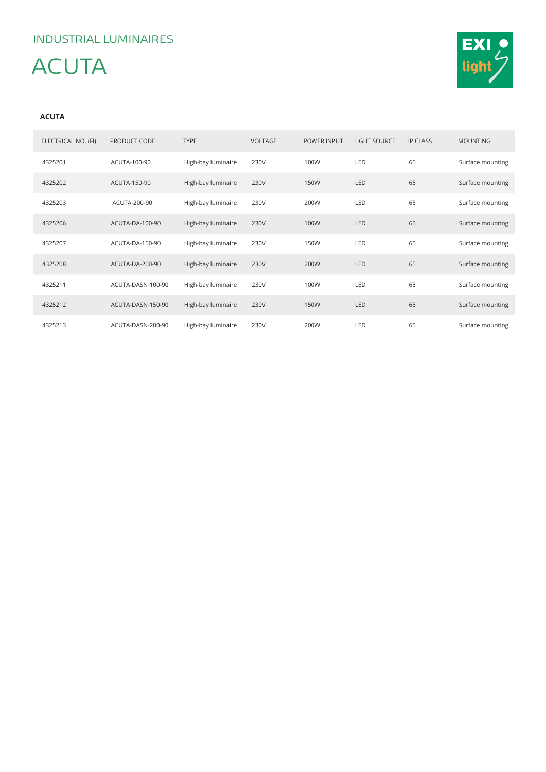INDUSTRIAL LUMINAIRES

# ACUTA

### ACUTA

| ELECTRICAL NO. (FI) | PRODUCT CODE | TYPE | VOLTAGE | POWER INPUT | LIGHT SOURCE | IP CLASS | MOUNTING |
|---|---|---|---|---|---|---|---|
| 4325201 | ACUTA-100-90 | High-bay luminaire | 230V | 100W | LED | 65 | Surface mounting |
| 4325202 | ACUTA-150-90 | High-bay luminaire | 230V | 150W | LED | 65 | Surface mounting |
| 4325203 | ACUTA-200-90 | High-bay luminaire | 230V | 200W | LED | 65 | Surface mounting |
| 4325206 | ACUTA-DA-100-90 | High-bay luminaire | 230V | 100W | LED | 65 | Surface mounting |
| 4325207 | ACUTA-DA-150-90 | High-bay luminaire | 230V | 150W | LED | 65 | Surface mounting |
| 4325208 | ACUTA-DA-200-90 | High-bay luminaire | 230V | 200W | LED | 65 | Surface mounting |
| 4325211 | ACUTA-DASN-100-90 | High-bay luminaire | 230V | 100W | LED | 65 | Surface mounting |
| 4325212 | ACUTA-DASN-150-90 | High-bay luminaire | 230V | 150W | LED | 65 | Surface mounting |
| 4325213 | ACUTA-DASN-200-90 | High-bay luminaire | 230V | 200W | LED | 65 | Surface mounting |